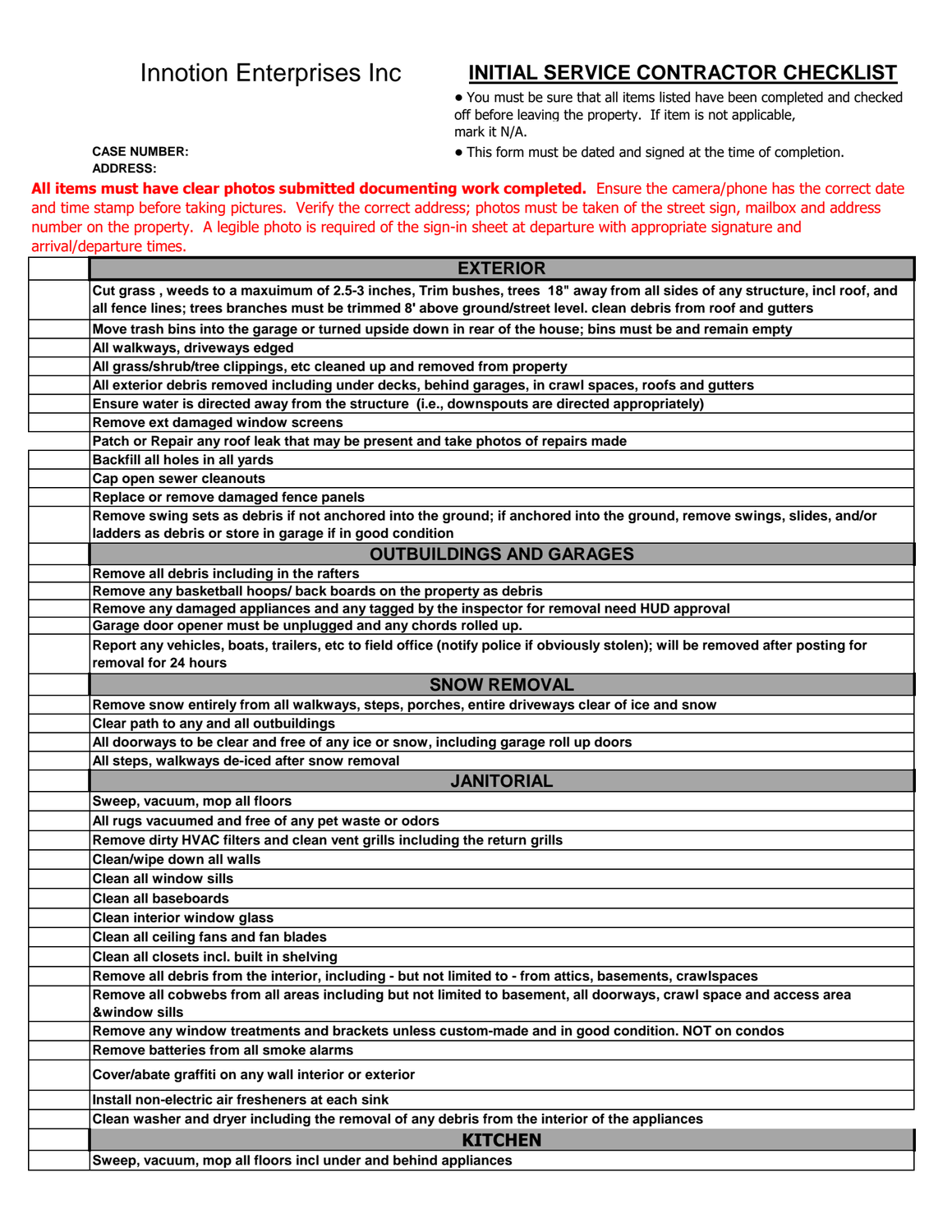Innotion Enterprises Inc

# INITIAL SERVICE CONTRACTOR CHECKLIST

- You must be sure that all items listed have been completed and checked off before leaving the property. If item is not applicable, mark it N/A.
- This form must be dated and signed at the time of completion.

**CASE NUMBER:**
**ADDRESS:**

**All items must have clear photos submitted documenting work completed.** Ensure the camera/phone has the correct date and time stamp before taking pictures. Verify the correct address; photos must be taken of the street sign, mailbox and address number on the property. A legible photo is required of the sign-in sheet at departure with appropriate signature and arrival/departure times.

| | |
|---|---|
| | **EXTERIOR** |
| | Cut grass , weeds to a maxuimum of 2.5-3 inches, Trim bushes, trees 18" away from all sides of any structure, incl roof, and all fence lines; trees branches must be trimmed 8' above ground/street level. clean debris from roof and gutters |
| | Move trash bins into the garage or turned upside down in rear of the house; bins must be and remain empty |
| | All walkways, driveways edged |
| | All grass/shrub/tree clippings, etc cleaned up and removed from property |
| | All exterior debris removed including under decks, behind garages, in crawl spaces, roofs and gutters |
| | Ensure water is directed away from the structure (i.e., downspouts are directed appropriately) |
| | Remove ext damaged window screens |
| | Patch or Repair any roof leak that may be present and take photos of repairs made |
| | Backfill all holes in all yards |
| | Cap open sewer cleanouts |
| | Replace or remove damaged fence panels |
| | Remove swing sets as debris if not anchored into the ground; if anchored into the ground, remove swings, slides, and/or ladders as debris or store in garage if in good condition |
| | **OUTBUILDINGS AND GARAGES** |
| | Remove all debris including in the rafters |
| | Remove any basketball hoops/ back boards on the property as debris |
| | Remove any damaged appliances and any tagged by the inspector for removal need HUD approval |
| | Garage door opener must be unplugged and any chords rolled up. |
| | Report any vehicles, boats, trailers, etc to field office (notify police if obviously stolen); will be removed after posting for removal for 24 hours |
| | **SNOW REMOVAL** |
| | Remove snow entirely from all walkways, steps, porches, entire driveways clear of ice and snow |
| | Clear path to any and all outbuildings |
| | All doorways to be clear and free of any ice or snow, including garage roll up doors |
| | All steps, walkways de-iced after snow removal |
| | **JANITORIAL** |
| | Sweep, vacuum, mop all floors |
| | All rugs vacuumed and free of any pet waste or odors |
| | Remove dirty HVAC filters and clean vent grills including the return grills |
| | Clean/wipe down all walls |
| | Clean all window sills |
| | Clean all baseboards |
| | Clean interior window glass |
| | Clean all ceiling fans and fan blades |
| | Clean all closets incl. built in shelving |
| | Remove all debris from the interior, including - but not limited to - from attics, basements, crawlspaces |
| | Remove all cobwebs from all areas including but not limited to basement, all doorways, crawl space and access area &window sills |
| | Remove any window treatments and brackets unless custom-made and in good condition. NOT on condos |
| | Remove batteries from all smoke alarms |
| | Cover/abate graffiti on any wall interior or exterior |
| | Install non-electric air fresheners at each sink |
| | Clean washer and dryer including the removal of any debris from the interior of the appliances |
| | **KITCHEN** |
| | Sweep, vacuum, mop all floors incl under and behind appliances |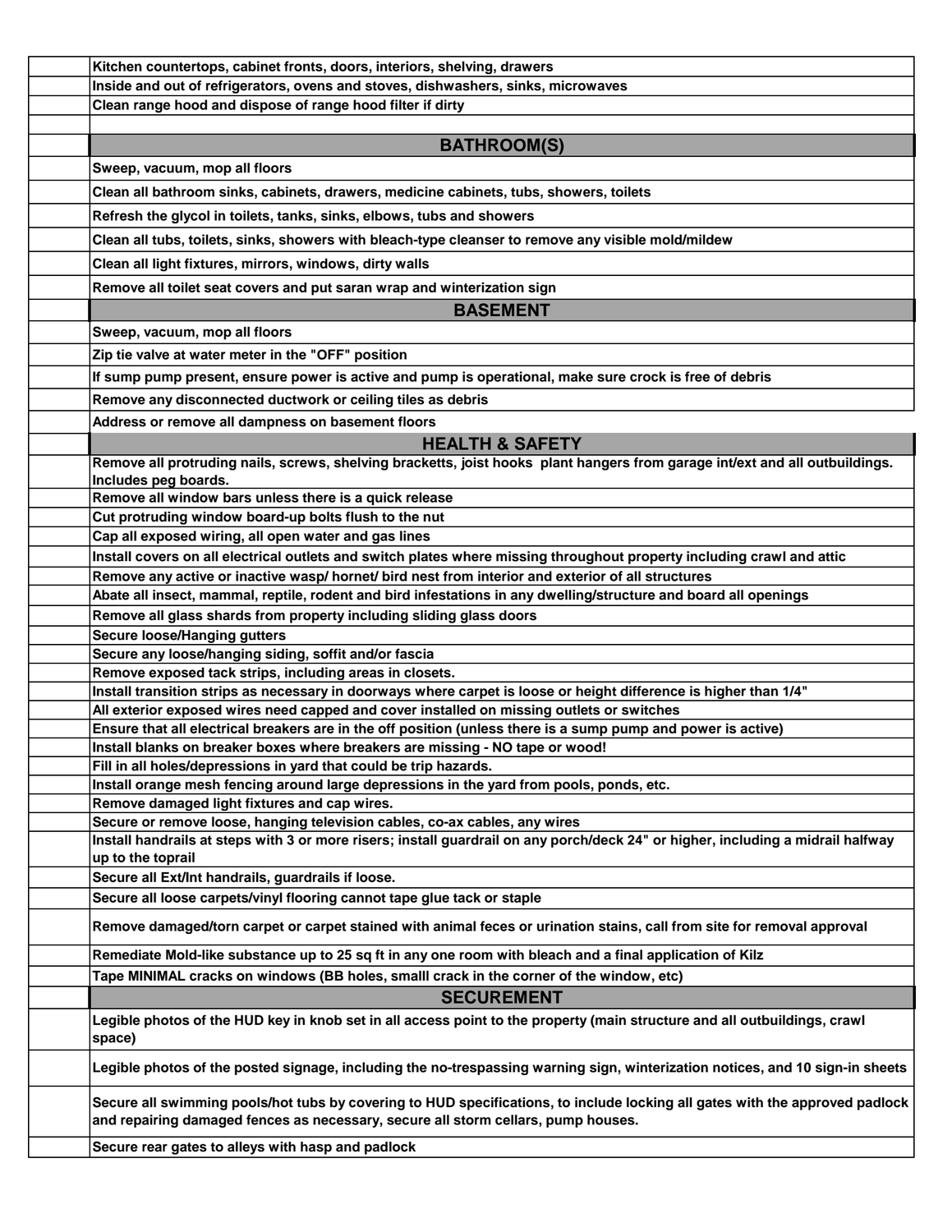| | |
|---|---|
| | Kitchen countertops, cabinet fronts, doors, interiors, shelving, drawers |
| | Inside and out of refrigerators, ovens and stoves, dishwashers, sinks, microwaves |
| | Clean range hood and dispose of range hood filter if dirty |
| | |
| | **BATHROOM(S)** |
| | Sweep, vacuum, mop all floors |
| | Clean all bathroom sinks, cabinets, drawers, medicine cabinets, tubs, showers, toilets |
| | Refresh the glycol in toilets, tanks, sinks, elbows, tubs and showers |
| | Clean all tubs, toilets, sinks, showers with bleach-type cleanser to remove any visible mold/mildew |
| | Clean all light fixtures, mirrors, windows, dirty walls |
| | Remove all toilet seat covers and put saran wrap and winterization sign |
| | **BASEMENT** |
| | Sweep, vacuum, mop all floors |
| | Zip tie valve at water meter in the "OFF" position |
| | If sump pump present, ensure power is active and pump is operational, make sure crock is free of debris |
| | Remove any disconnected ductwork or ceiling tiles as debris |
| | Address or remove all dampness on basement floors |
| | **HEALTH & SAFETY** |
| | Remove all protruding nails, screws, shelving bracketts, joist hooks plant hangers from garage int/ext and all outbuildings. Includes peg boards. |
| | Remove all window bars unless there is a quick release |
| | Cut protruding window board-up bolts flush to the nut |
| | Cap all exposed wiring, all open water and gas lines |
| | Install covers on all electrical outlets and switch plates where missing throughout property including crawl and attic |
| | Remove any active or inactive wasp/ hornet/ bird nest from interior and exterior of all structures |
| | Abate all insect, mammal, reptile, rodent and bird infestations in any dwelling/structure and board all openings |
| | Remove all glass shards from property including sliding glass doors |
| | Secure loose/Hanging gutters |
| | Secure any loose/hanging siding, soffit and/or fascia |
| | Remove exposed tack strips, including areas in closets. |
| | Install transition strips as necessary in doorways where carpet is loose or height difference is higher than 1/4" |
| | All exterior exposed wires need capped and cover installed on missing outlets or switches |
| | Ensure that all electrical breakers are in the off position (unless there is a sump pump and power is active) |
| | Install blanks on breaker boxes where breakers are missing - NO tape or wood! |
| | Fill in all holes/depressions in yard that could be trip hazards. |
| | Install orange mesh fencing around large depressions in the yard from pools, ponds, etc. |
| | Remove damaged light fixtures and cap wires. |
| | Secure or remove loose, hanging television cables, co-ax cables, any wires |
| | Install handrails at steps with 3 or more risers; install guardrail on any porch/deck 24" or higher, including a midrail halfway up to the toprail |
| | Secure all Ext/Int handrails, guardrails if loose. |
| | Secure all loose carpets/vinyl flooring cannot tape glue tack or staple |
| | Remove damaged/torn carpet or carpet stained with animal feces or urination stains, call from site for removal approval |
| | Remediate Mold-like substance up to 25 sq ft in any one room with bleach and a final application of Kilz |
| | Tape MINIMAL cracks on windows (BB holes, smalll crack in the corner of the window, etc) |
| | **SECUREMENT** |
| | Legible photos of the HUD key in knob set in all access point to the property (main structure and all outbuildings, crawl space) |
| | Legible photos of the posted signage, including the no-trespassing warning sign, winterization notices, and 10 sign-in sheets |
| | Secure all swimming pools/hot tubs by covering to HUD specifications, to include locking all gates with the approved padlock and repairing damaged fences as necessary, secure all storm cellars, pump houses. |
| | Secure rear gates to alleys with hasp and padlock |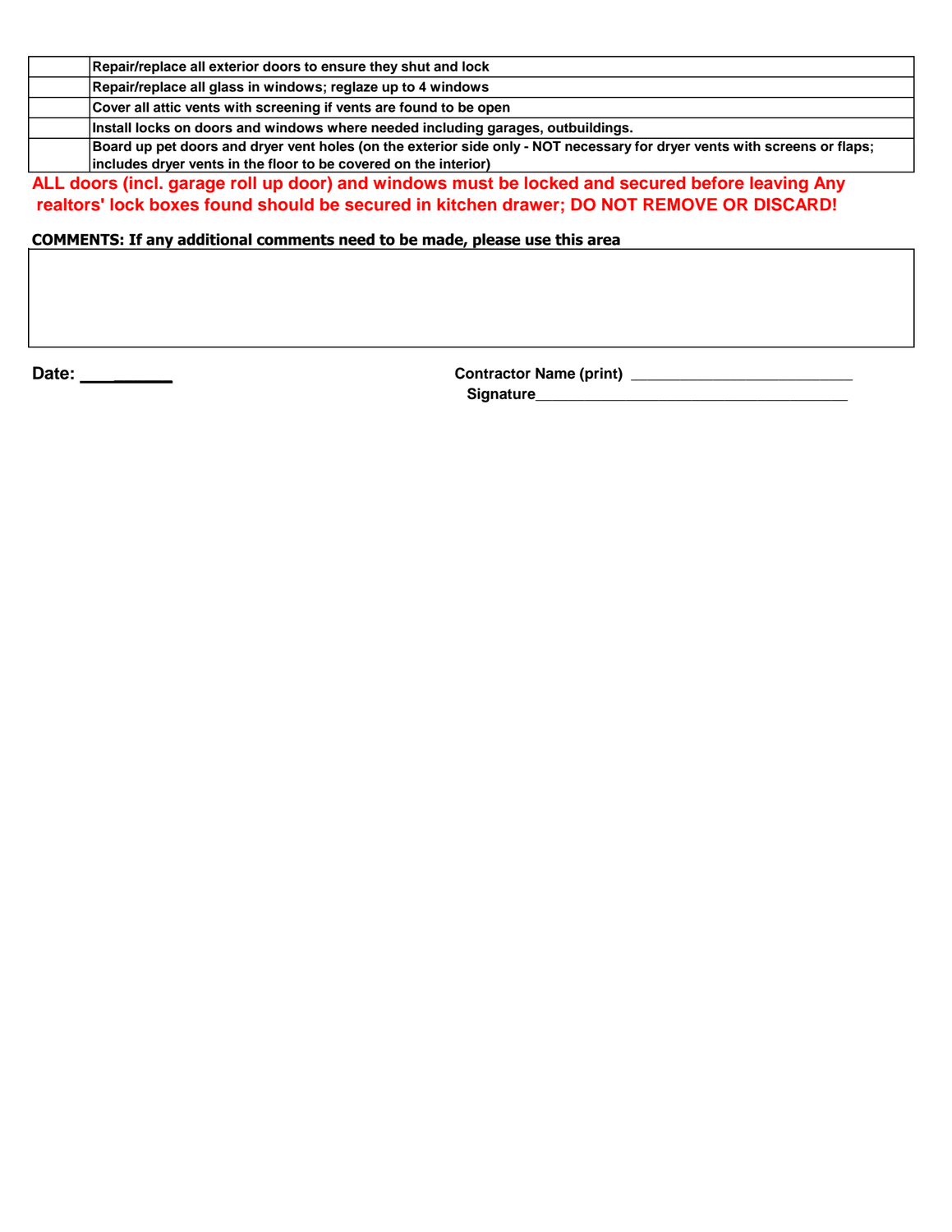| | |
|---|---|
| | Repair/replace all exterior doors to ensure they shut and lock |
| | Repair/replace all glass in windows; reglaze up to 4 windows |
| | Cover all attic vents with screening if vents are found to be open |
| | Install locks on doors and windows where needed including garages, outbuildings. |
| | Board up pet doors and dryer vent holes (on the exterior side only - NOT necessary for dryer vents with screens or flaps; includes dryer vents in the floor to be covered on the interior) |

**ALL doors (incl. garage roll up door) and windows must be locked and secured before leaving Any realtors' lock boxes found should be secured in kitchen drawer; DO NOT REMOVE OR DISCARD!**

**COMMENTS: If any additional comments need to be made, please use this area**

| |
|---|
| |

**Date:** ___________

**Contractor Name (print)** ___________________________

**Signature**______________________________________